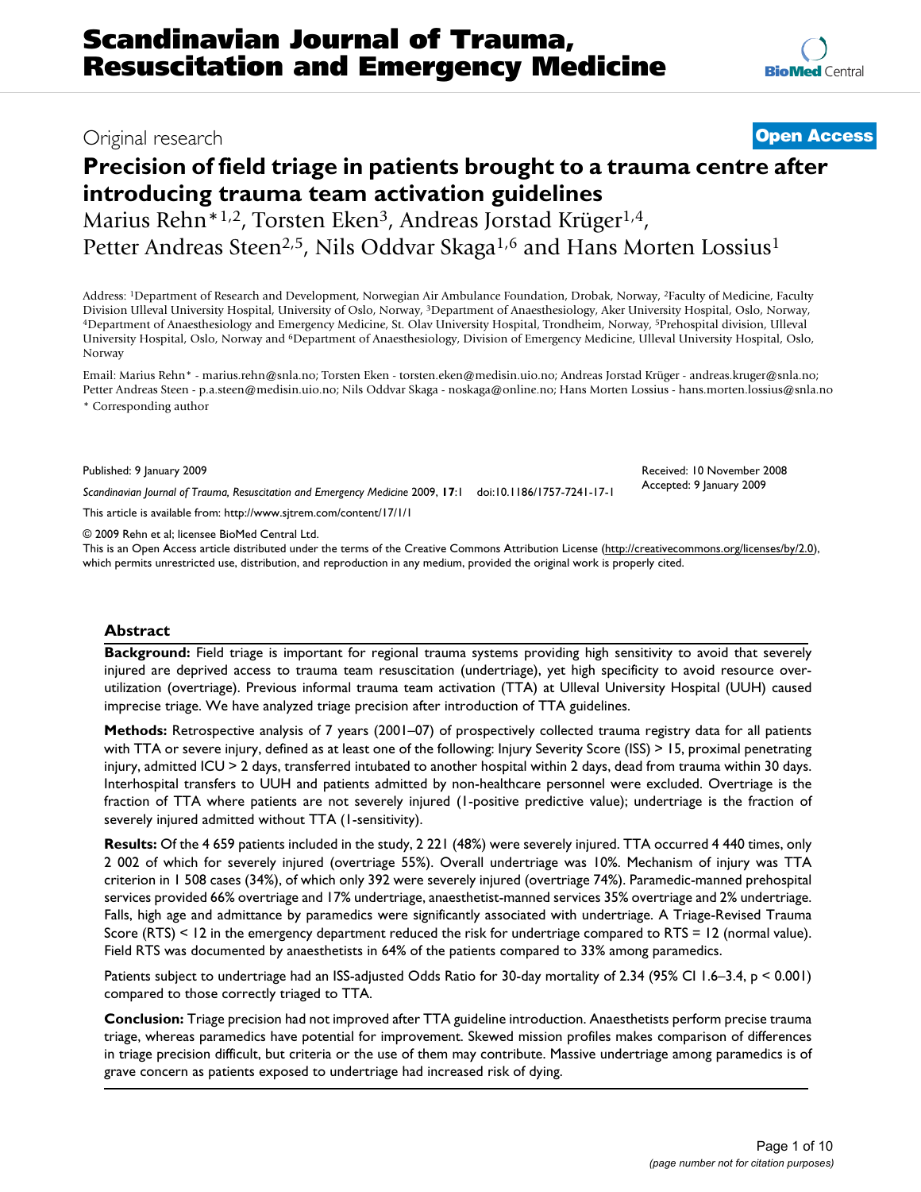Scandinavian Journal of Trauma, Resuscitation and Emergency Medicine

Original research

**Open Access**

# Precision of field triage in patients brought to a trauma centre after introducing trauma team activation guidelines

Marius Rehn*[1,2], Torsten Eken[3], Andreas Jorstad Krüger[1,4], Petter Andreas Steen[2,5], Nils Oddvar Skaga[1,6] and Hans Morten Lossius[1]

Address: [1]Department of Research and Development, Norwegian Air Ambulance Foundation, Drobak, Norway, [2]Faculty of Medicine, Faculty Division Ulleval University Hospital, University of Oslo, Norway, [3]Department of Anaesthesiology, Aker University Hospital, Oslo, Norway, [4]Department of Anaesthesiology and Emergency Medicine, St. Olav University Hospital, Trondheim, Norway, [5]Prehospital division, Ulleval University Hospital, Oslo, Norway and [6]Department of Anaesthesiology, Division of Emergency Medicine, Ulleval University Hospital, Oslo, Norway

Email: Marius Rehn* - marius.rehn@snla.no; Torsten Eken - torsten.eken@medisin.uio.no; Andreas Jorstad Krüger - andreas.kruger@snla.no; Petter Andreas Steen - p.a.steen@medisin.uio.no; Nils Oddvar Skaga - noskaga@online.no; Hans Morten Lossius - hans.morten.lossius@snla.no

* Corresponding author

Published: 9 January 2009

*Scandinavian Journal of Trauma, Resuscitation and Emergency Medicine* 2009, **17**:1 doi:10.1186/1757-7241-17-1

Received: 10 November 2008
Accepted: 9 January 2009

This article is available from: http://www.sjtrem.com/content/17/1/1

© 2009 Rehn et al; licensee BioMed Central Ltd.
This is an Open Access article distributed under the terms of the Creative Commons Attribution License (http://creativecommons.org/licenses/by/2.0), which permits unrestricted use, distribution, and reproduction in any medium, provided the original work is properly cited.

## Abstract

**Background:** Field triage is important for regional trauma systems providing high sensitivity to avoid that severely injured are deprived access to trauma team resuscitation (undertriage), yet high specificity to avoid resource over-utilization (overtriage). Previous informal trauma team activation (TTA) at Ulleval University Hospital (UUH) caused imprecise triage. We have analyzed triage precision after introduction of TTA guidelines.

**Methods:** Retrospective analysis of 7 years (2001–07) of prospectively collected trauma registry data for all patients with TTA or severe injury, defined as at least one of the following: Injury Severity Score (ISS) > 15, proximal penetrating injury, admitted ICU > 2 days, transferred intubated to another hospital within 2 days, dead from trauma within 30 days. Interhospital transfers to UUH and patients admitted by non-healthcare personnel were excluded. Overtriage is the fraction of TTA where patients are not severely injured (1-positive predictive value); undertriage is the fraction of severely injured admitted without TTA (1-sensitivity).

**Results:** Of the 4 659 patients included in the study, 2 221 (48%) were severely injured. TTA occurred 4 440 times, only 2 002 of which for severely injured (overtriage 55%). Overall undertriage was 10%. Mechanism of injury was TTA criterion in 1 508 cases (34%), of which only 392 were severely injured (overtriage 74%). Paramedic-manned prehospital services provided 66% overtriage and 17% undertriage, anaesthetist-manned services 35% overtriage and 2% undertriage. Falls, high age and admittance by paramedics were significantly associated with undertriage. A Triage-Revised Trauma Score (RTS) < 12 in the emergency department reduced the risk for undertriage compared to RTS = 12 (normal value). Field RTS was documented by anaesthetists in 64% of the patients compared to 33% among paramedics.

Patients subject to undertriage had an ISS-adjusted Odds Ratio for 30-day mortality of 2.34 (95% CI 1.6–3.4, $p < 0.001$) compared to those correctly triaged to TTA.

**Conclusion:** Triage precision had not improved after TTA guideline introduction. Anaesthetists perform precise trauma triage, whereas paramedics have potential for improvement. Skewed mission profiles makes comparison of differences in triage precision difficult, but criteria or the use of them may contribute. Massive undertriage among paramedics is of grave concern as patients exposed to undertriage had increased risk of dying.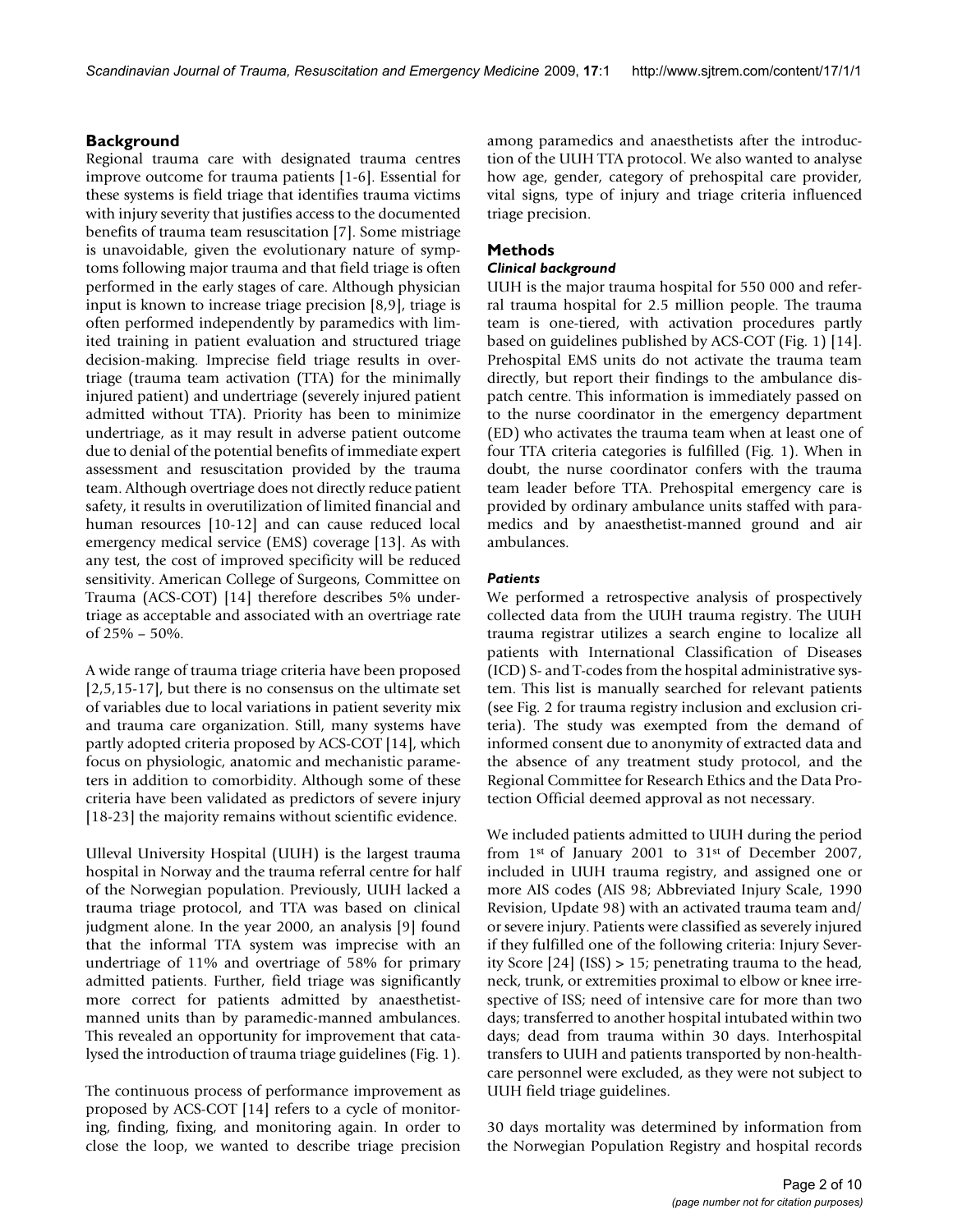## Background

Regional trauma care with designated trauma centres improve outcome for trauma patients [1-6]. Essential for these systems is field triage that identifies trauma victims with injury severity that justifies access to the documented benefits of trauma team resuscitation [7]. Some mistriage is unavoidable, given the evolutionary nature of symptoms following major trauma and that field triage is often performed in the early stages of care. Although physician input is known to increase triage precision [8,9], triage is often performed independently by paramedics with limited training in patient evaluation and structured triage decision-making. Imprecise field triage results in overtriage (trauma team activation (TTA) for the minimally injured patient) and undertriage (severely injured patient admitted without TTA). Priority has been to minimize undertriage, as it may result in adverse patient outcome due to denial of the potential benefits of immediate expert assessment and resuscitation provided by the trauma team. Although overtriage does not directly reduce patient safety, it results in overutilization of limited financial and human resources [10-12] and can cause reduced local emergency medical service (EMS) coverage [13]. As with any test, the cost of improved specificity will be reduced sensitivity. American College of Surgeons, Committee on Trauma (ACS-COT) [14] therefore describes 5% undertriage as acceptable and associated with an overtriage rate of 25% – 50%.

A wide range of trauma triage criteria have been proposed [2,5,15-17], but there is no consensus on the ultimate set of variables due to local variations in patient severity mix and trauma care organization. Still, many systems have partly adopted criteria proposed by ACS-COT [14], which focus on physiologic, anatomic and mechanistic parameters in addition to comorbidity. Although some of these criteria have been validated as predictors of severe injury [18-23] the majority remains without scientific evidence.

Ulleval University Hospital (UUH) is the largest trauma hospital in Norway and the trauma referral centre for half of the Norwegian population. Previously, UUH lacked a trauma triage protocol, and TTA was based on clinical judgment alone. In the year 2000, an analysis [9] found that the informal TTA system was imprecise with an undertriage of 11% and overtriage of 58% for primary admitted patients. Further, field triage was significantly more correct for patients admitted by anaesthetist-manned units than by paramedic-manned ambulances. This revealed an opportunity for improvement that catalysed the introduction of trauma triage guidelines (Fig. 1).

The continuous process of performance improvement as proposed by ACS-COT [14] refers to a cycle of monitoring, finding, fixing, and monitoring again. In order to close the loop, we wanted to describe triage precision among paramedics and anaesthetists after the introduction of the UUH TTA protocol. We also wanted to analyse how age, gender, category of prehospital care provider, vital signs, type of injury and triage criteria influenced triage precision.

## Methods

### *Clinical background*

UUH is the major trauma hospital for 550 000 and referral trauma hospital for 2.5 million people. The trauma team is one-tiered, with activation procedures partly based on guidelines published by ACS-COT (Fig. 1) [14]. Prehospital EMS units do not activate the trauma team directly, but report their findings to the ambulance dispatch centre. This information is immediately passed on to the nurse coordinator in the emergency department (ED) who activates the trauma team when at least one of four TTA criteria categories is fulfilled (Fig. 1). When in doubt, the nurse coordinator confers with the trauma team leader before TTA. Prehospital emergency care is provided by ordinary ambulance units staffed with paramedics and by anaesthetist-manned ground and air ambulances.

### *Patients*

We performed a retrospective analysis of prospectively collected data from the UUH trauma registry. The UUH trauma registrar utilizes a search engine to localize all patients with International Classification of Diseases (ICD) S- and T-codes from the hospital administrative system. This list is manually searched for relevant patients (see Fig. 2 for trauma registry inclusion and exclusion criteria). The study was exempted from the demand of informed consent due to anonymity of extracted data and the absence of any treatment study protocol, and the Regional Committee for Research Ethics and the Data Protection Official deemed approval as not necessary.

We included patients admitted to UUH during the period from 1st of January 2001 to 31st of December 2007, included in UUH trauma registry, and assigned one or more AIS codes (AIS 98; Abbreviated Injury Scale, 1990 Revision, Update 98) with an activated trauma team and/or severe injury. Patients were classified as severely injured if they fulfilled one of the following criteria: Injury Severity Score [24] (ISS) > 15; penetrating trauma to the head, neck, trunk, or extremities proximal to elbow or knee irrespective of ISS; need of intensive care for more than two days; transferred to another hospital intubated within two days; dead from trauma within 30 days. Interhospital transfers to UUH and patients transported by non-healthcare personnel were excluded, as they were not subject to UUH field triage guidelines.

30 days mortality was determined by information from the Norwegian Population Registry and hospital records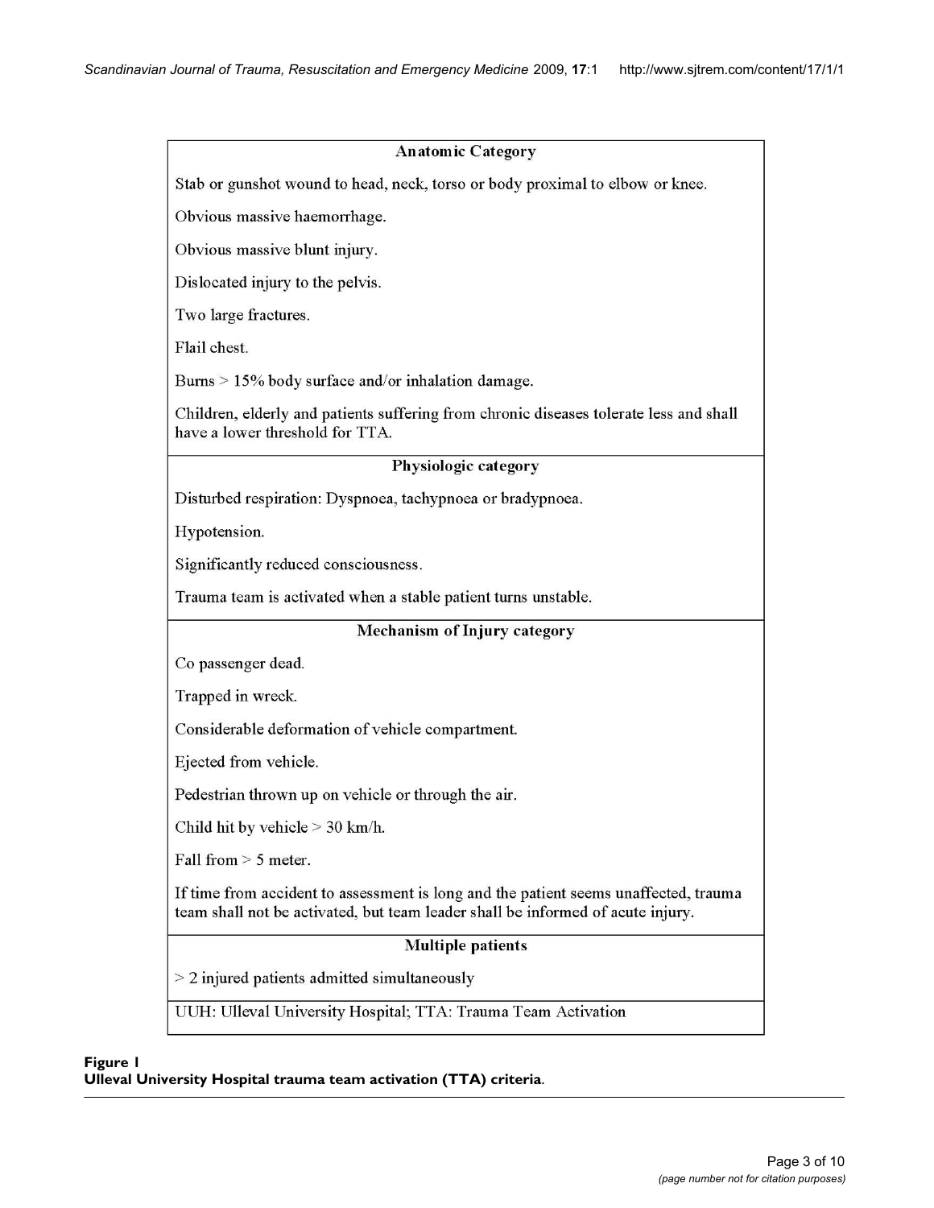| Anatomic Category |
| --- |
| Stab or gunshot wound to head, neck, torso or body proximal to elbow or knee. |
| Obvious massive haemorrhage. |
| Obvious massive blunt injury. |
| Dislocated injury to the pelvis. |
| Two large fractures. |
| Flail chest. |
| Burns > 15% body surface and/or inhalation damage. |
| Children, elderly and patients suffering from chronic diseases tolerate less and shall have a lower threshold for TTA. |
| **Physiologic category** |
| Disturbed respiration: Dyspnoea, tachypnoea or bradypnoea. |
| Hypotension. |
| Significantly reduced consciousness. |
| Trauma team is activated when a stable patient turns unstable. |
| **Mechanism of Injury category** |
| Co passenger dead. |
| Trapped in wreck. |
| Considerable deformation of vehicle compartment. |
| Ejected from vehicle. |
| Pedestrian thrown up on vehicle or through the air. |
| Child hit by vehicle > 30 km/h. |
| Fall from > 5 meter. |
| If time from accident to assessment is long and the patient seems unaffected, trauma team shall not be activated, but team leader shall be informed of acute injury. |
| **Multiple patients** |
| > 2 injured patients admitted simultaneously |
| UUH: Ulleval University Hospital; TTA: Trauma Team Activation |

**Figure 1**
**Ulleval University Hospital trauma team activation (TTA) criteria**.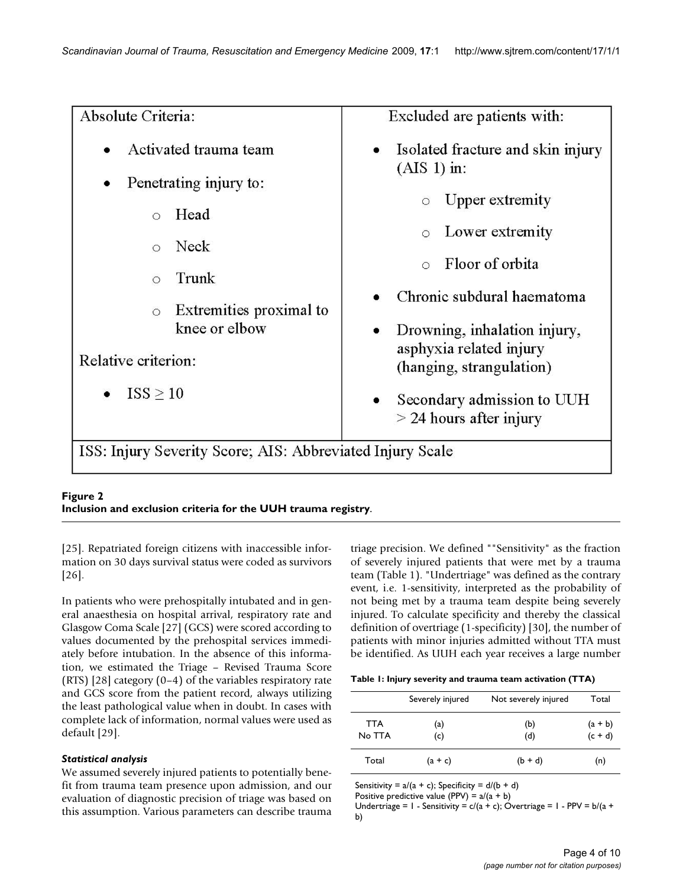| Absolute Criteria: | Excluded are patients with: |
|---|---|
| • Activated trauma team<br>• Penetrating injury to:<br>○ Head<br>○ Neck<br>○ Trunk<br>○ Extremities proximal to knee or elbow<br><br>Relative criterion:<br>• ISS ≥ 10 | • Isolated fracture and skin injury (AIS 1) in:<br>○ Upper extremity<br>○ Lower extremity<br>○ Floor of orbita<br>• Chronic subdural haematoma<br>• Drowning, inhalation injury, asphyxia related injury (hanging, strangulation)<br>• Secondary admission to UUH > 24 hours after injury |
| ISS: Injury Severity Score; AIS: Abbreviated Injury Scale | |

**Figure 2**
**Inclusion and exclusion criteria for the UUH trauma registry**.

[25]. Repatriated foreign citizens with inaccessible information on 30 days survival status were coded as survivors [26].

In patients who were prehospitally intubated and in general anaesthesia on hospital arrival, respiratory rate and Glasgow Coma Scale [27] (GCS) were scored according to values documented by the prehospital services immediately before intubation. In the absence of this information, we estimated the Triage – Revised Trauma Score (RTS) [28] category (0–4) of the variables respiratory rate and GCS score from the patient record, always utilizing the least pathological value when in doubt. In cases with complete lack of information, normal values were used as default [29].

### *Statistical analysis*

We assumed severely injured patients to potentially benefit from trauma team presence upon admission, and our evaluation of diagnostic precision of triage was based on this assumption. Various parameters can describe trauma triage precision. We defined ""Sensitivity" as the fraction of severely injured patients that were met by a trauma team (Table 1). "Undertriage" was defined as the contrary event, i.e. 1-sensitivity, interpreted as the probability of not being met by a trauma team despite being severely injured. To calculate specificity and thereby the classical definition of overtriage (1-specificity) [30], the number of patients with minor injuries admitted without TTA must be identified. As UUH each year receives a large number

**Table 1: Injury severity and trauma team activation (TTA)**

| | Severely injured | Not severely injured | Total |
|---|---|---|---|
| TTA | (a) | (b) | (a + b) |
| No TTA | (c) | (d) | (c + d) |
| Total | (a + c) | (b + d) | (n) |

Sensitivity = a/(a + c); Specificity = d/(b + d)
Positive predictive value (PPV) = a/(a + b)
Undertriage = 1 - Sensitivity = c/(a + c); Overtriage = 1 - PPV = b/(a + b)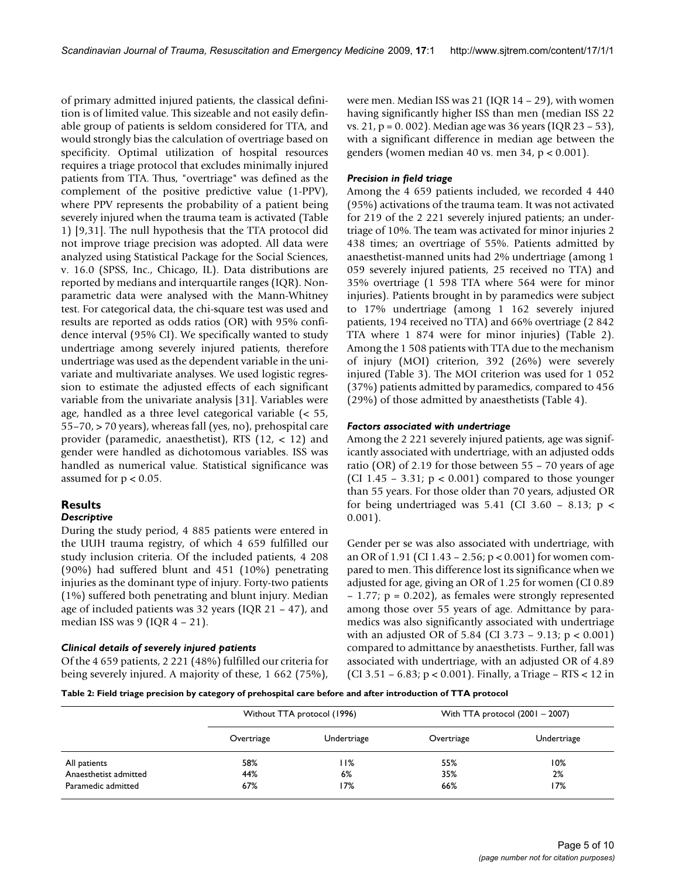of primary admitted injured patients, the classical definition is of limited value. This sizeable and not easily definable group of patients is seldom considered for TTA, and would strongly bias the calculation of overtriage based on specificity. Optimal utilization of hospital resources requires a triage protocol that excludes minimally injured patients from TTA. Thus, "overtriage" was defined as the complement of the positive predictive value (1-PPV), where PPV represents the probability of a patient being severely injured when the trauma team is activated (Table 1) [9,31]. The null hypothesis that the TTA protocol did not improve triage precision was adopted. All data were analyzed using Statistical Package for the Social Sciences, v. 16.0 (SPSS, Inc., Chicago, IL). Data distributions are reported by medians and interquartile ranges (IQR). Nonparametric data were analysed with the Mann-Whitney test. For categorical data, the chi-square test was used and results are reported as odds ratios (OR) with 95% confidence interval (95% CI). We specifically wanted to study undertriage among severely injured patients, therefore undertriage was used as the dependent variable in the univariate and multivariate analyses. We used logistic regression to estimate the adjusted effects of each significant variable from the univariate analysis [31]. Variables were age, handled as a three level categorical variable (< 55, 55–70, > 70 years), whereas fall (yes, no), prehospital care provider (paramedic, anaesthetist), RTS (12, < 12) and gender were handled as dichotomous variables. ISS was handled as numerical value. Statistical significance was assumed for $p < 0.05$.

## Results

### *Descriptive*

During the study period, 4 885 patients were entered in the UUH trauma registry, of which 4 659 fulfilled our study inclusion criteria. Of the included patients, 4 208 (90%) had suffered blunt and 451 (10%) penetrating injuries as the dominant type of injury. Forty-two patients (1%) suffered both penetrating and blunt injury. Median age of included patients was 32 years (IQR 21 – 47), and median ISS was 9 (IQR 4 – 21).

### *Clinical details of severely injured patients*

Of the 4 659 patients, 2 221 (48%) fulfilled our criteria for being severely injured. A majority of these, 1 662 (75%), were men. Median ISS was 21 (IQR 14 – 29), with women having significantly higher ISS than men (median ISS 22 vs. 21, p = 0. 002). Median age was 36 years (IQR 23 – 53), with a significant difference in median age between the genders (women median 40 vs. men 34, $p < 0.001$).

### *Precision in field triage*

Among the 4 659 patients included, we recorded 4 440 (95%) activations of the trauma team. It was not activated for 219 of the 2 221 severely injured patients; an undertriage of 10%. The team was activated for minor injuries 2 438 times; an overtriage of 55%. Patients admitted by anaesthetist-manned units had 2% undertriage (among 1 059 severely injured patients, 25 received no TTA) and 35% overtriage (1 598 TTA where 564 were for minor injuries). Patients brought in by paramedics were subject to 17% undertriage (among 1 162 severely injured patients, 194 received no TTA) and 66% overtriage (2 842 TTA where 1 874 were for minor injuries) (Table 2). Among the 1 508 patients with TTA due to the mechanism of injury (MOI) criterion, 392 (26%) were severely injured (Table 3). The MOI criterion was used for 1 052 (37%) patients admitted by paramedics, compared to 456 (29%) of those admitted by anaesthetists (Table 4).

### *Factors associated with undertriage*

Among the 2 221 severely injured patients, age was significantly associated with undertriage, with an adjusted odds ratio (OR) of 2.19 for those between 55 – 70 years of age (CI 1.45 – 3.31; $p < 0.001$) compared to those younger than 55 years. For those older than 70 years, adjusted OR for being undertriaged was 5.41 (CI 3.60 – 8.13; $p < 0.001$).

Gender per se was also associated with undertriage, with an OR of 1.91 (CI 1.43 – 2.56; $p < 0.001$) for women compared to men. This difference lost its significance when we adjusted for age, giving an OR of 1.25 for women (CI 0.89 – 1.77; p = 0.202), as females were strongly represented among those over 55 years of age. Admittance by paramedics was also significantly associated with undertriage with an adjusted OR of 5.84 (CI 3.73 – 9.13; $p < 0.001$) compared to admittance by anaesthetists. Further, fall was associated with undertriage, with an adjusted OR of 4.89 (CI 3.51 – 6.83; $p < 0.001$). Finally, a Triage – RTS < 12 in

**Table 2: Field triage precision by category of prehospital care before and after introduction of TTA protocol**

| | Without TTA protocol (1996) | | With TTA protocol (2001 – 2007) | |
|---|---|---|---|---|
| | Overtriage | Undertriage | Overtriage | Undertriage |
| All patients | 58% | 11% | 55% | 10% |
| Anaesthetist admitted | 44% | 6% | 35% | 2% |
| Paramedic admitted | 67% | 17% | 66% | 17% |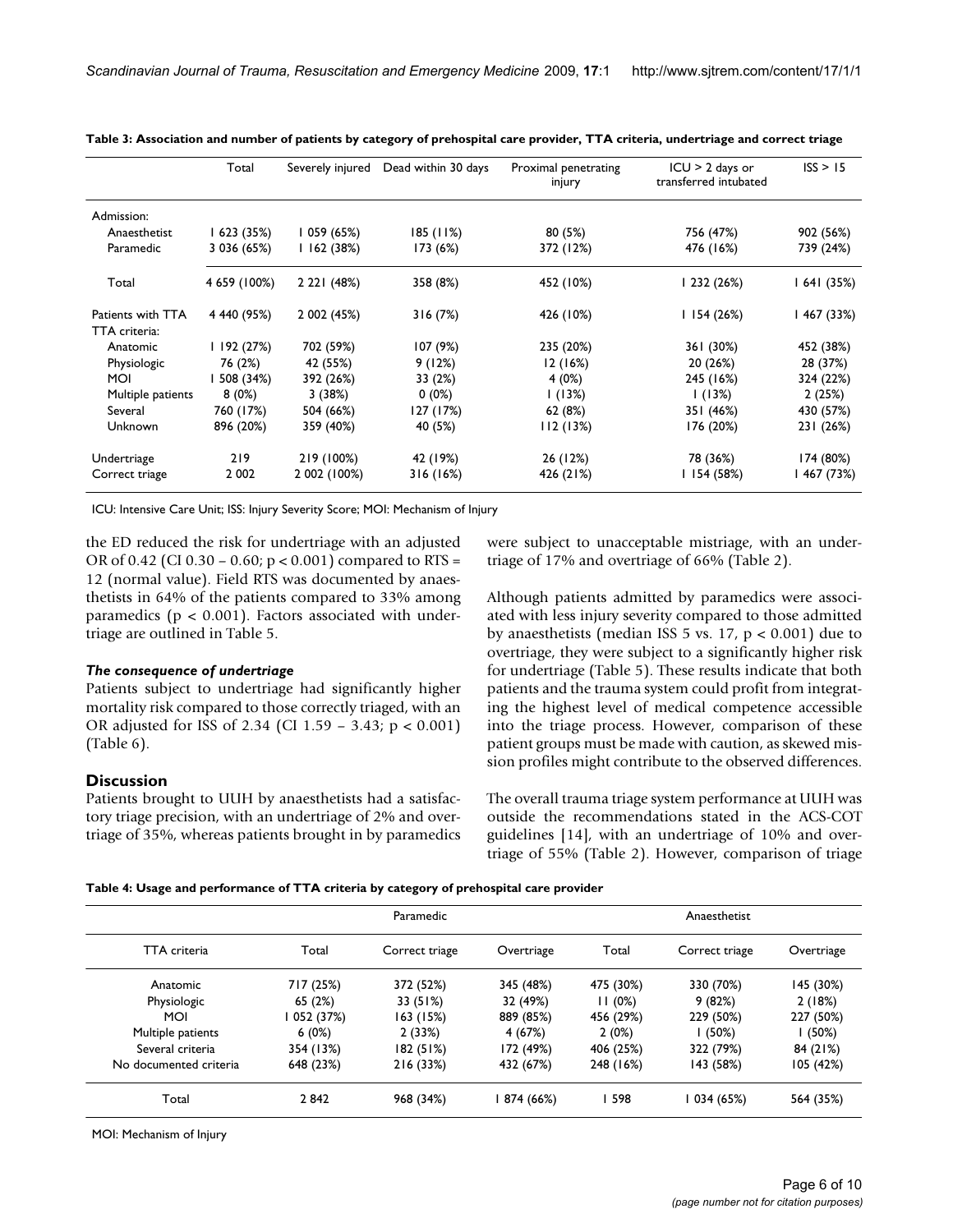**Table 3: Association and number of patients by category of prehospital care provider, TTA criteria, undertriage and correct triage**

| | Total | Severely injured | Dead within 30 days | Proximal penetrating injury | ICU > 2 days or transferred intubated | ISS > 15 |
|---|---|---|---|---|---|---|
| Admission: | | | | | | |
| Anaesthetist | 1 623 (35%) | 1 059 (65%) | 185 (11%) | 80 (5%) | 756 (47%) | 902 (56%) |
| Paramedic | 3 036 (65%) | 1 162 (38%) | 173 (6%) | 372 (12%) | 476 (16%) | 739 (24%) |
| Total | 4 659 (100%) | 2 221 (48%) | 358 (8%) | 452 (10%) | 1 232 (26%) | 1 641 (35%) |
| Patients with TTA | 4 440 (95%) | 2 002 (45%) | 316 (7%) | 426 (10%) | 1 154 (26%) | 1 467 (33%) |
| TTA criteria: | | | | | | |
| Anatomic | 1 192 (27%) | 702 (59%) | 107 (9%) | 235 (20%) | 361 (30%) | 452 (38%) |
| Physiologic | 76 (2%) | 42 (55%) | 9 (12%) | 12 (16%) | 20 (26%) | 28 (37%) |
| MOI | 1 508 (34%) | 392 (26%) | 33 (2%) | 4 (0%) | 245 (16%) | 324 (22%) |
| Multiple patients | 8 (0%) | 3 (38%) | 0 (0%) | 1 (13%) | 1 (13%) | 2 (25%) |
| Several | 760 (17%) | 504 (66%) | 127 (17%) | 62 (8%) | 351 (46%) | 430 (57%) |
| Unknown | 896 (20%) | 359 (40%) | 40 (5%) | 112 (13%) | 176 (20%) | 231 (26%) |
| Undertriage | 219 | 219 (100%) | 42 (19%) | 26 (12%) | 78 (36%) | 174 (80%) |
| Correct triage | 2 002 | 2 002 (100%) | 316 (16%) | 426 (21%) | 1 154 (58%) | 1 467 (73%) |

ICU: Intensive Care Unit; ISS: Injury Severity Score; MOI: Mechanism of Injury

the ED reduced the risk for undertriage with an adjusted OR of 0.42 (CI 0.30 – 0.60; $p < 0.001$) compared to RTS = 12 (normal value). Field RTS was documented by anaesthetists in 64% of the patients compared to 33% among paramedics ($p < 0.001$). Factors associated with undertriage are outlined in Table 5.

### *The consequence of undertriage*

Patients subject to undertriage had significantly higher mortality risk compared to those correctly triaged, with an OR adjusted for ISS of 2.34 (CI 1.59 – 3.43; $p < 0.001$) (Table 6).

## Discussion

Patients brought to UUH by anaesthetists had a satisfactory triage precision, with an undertriage of 2% and overtriage of 35%, whereas patients brought in by paramedics were subject to unacceptable mistriage, with an undertriage of 17% and overtriage of 66% (Table 2).

Although patients admitted by paramedics were associated with less injury severity compared to those admitted by anaesthetists (median ISS 5 vs. 17, $p < 0.001$) due to overtriage, they were subject to a significantly higher risk for undertriage (Table 5). These results indicate that both patients and the trauma system could profit from integrating the highest level of medical competence accessible into the triage process. However, comparison of these patient groups must be made with caution, as skewed mission profiles might contribute to the observed differences.

The overall trauma triage system performance at UUH was outside the recommendations stated in the ACS-COT guidelines [14], with an undertriage of 10% and overtriage of 55% (Table 2). However, comparison of triage

**Table 4: Usage and performance of TTA criteria by category of prehospital care provider**

| | Paramedic | | | Anaesthetist | | |
|---|---|---|---|---|---|---|
| TTA criteria | Total | Correct triage | Overtriage | Total | Correct triage | Overtriage |
| Anatomic | 717 (25%) | 372 (52%) | 345 (48%) | 475 (30%) | 330 (70%) | 145 (30%) |
| Physiologic | 65 (2%) | 33 (51%) | 32 (49%) | 11 (0%) | 9 (82%) | 2 (18%) |
| MOI | 1 052 (37%) | 163 (15%) | 889 (85%) | 456 (29%) | 229 (50%) | 227 (50%) |
| Multiple patients | 6 (0%) | 2 (33%) | 4 (67%) | 2 (0%) | 1 (50%) | 1 (50%) |
| Several criteria | 354 (13%) | 182 (51%) | 172 (49%) | 406 (25%) | 322 (79%) | 84 (21%) |
| No documented criteria | 648 (23%) | 216 (33%) | 432 (67%) | 248 (16%) | 143 (58%) | 105 (42%) |
| Total | 2 842 | 968 (34%) | 1 874 (66%) | 1 598 | 1 034 (65%) | 564 (35%) |

MOI: Mechanism of Injury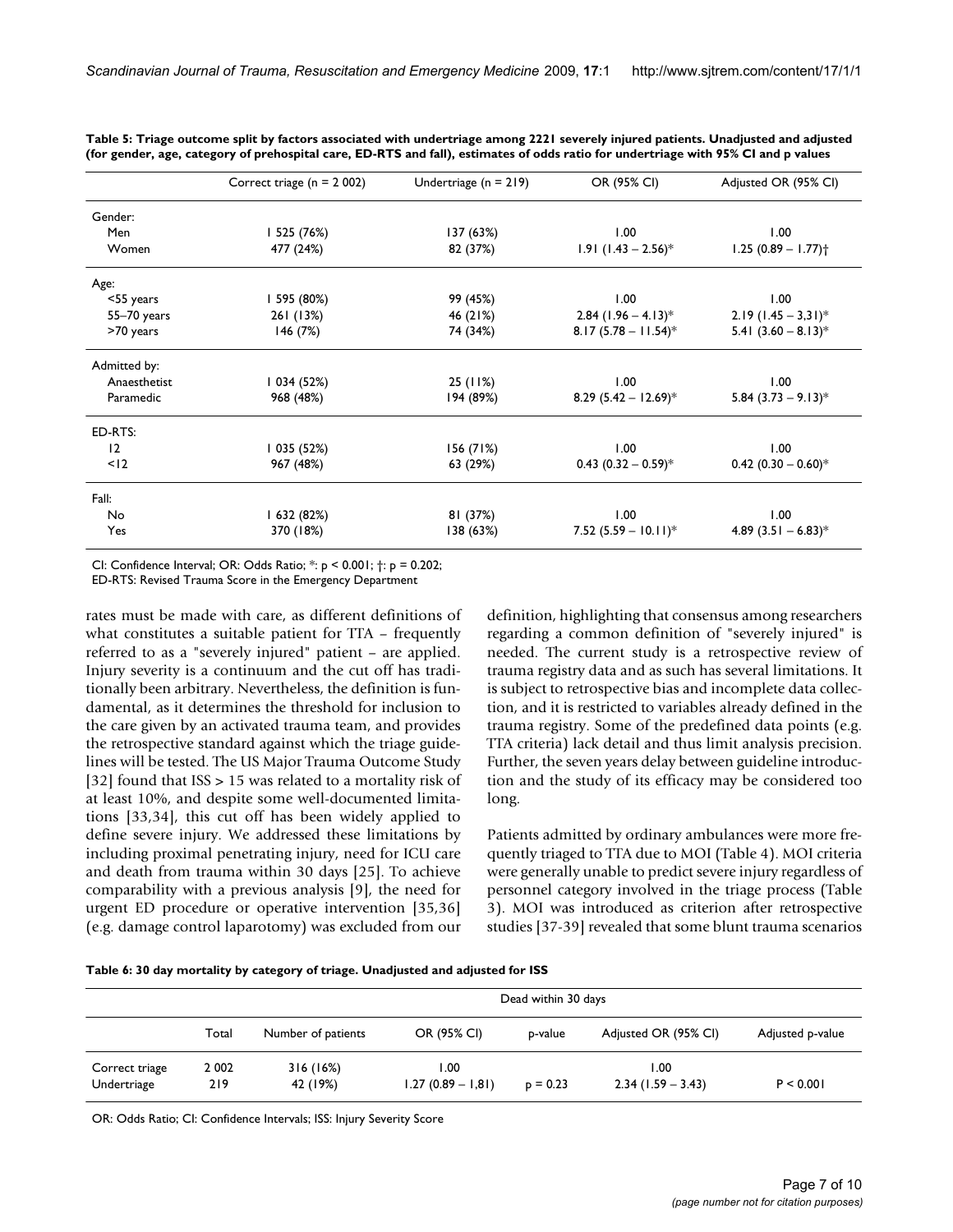**Table 5: Triage outcome split by factors associated with undertriage among 2221 severely injured patients. Unadjusted and adjusted (for gender, age, category of prehospital care, ED-RTS and fall), estimates of odds ratio for undertriage with 95% CI and p values**

| | Correct triage (n = 2 002) | Undertriage (n = 219) | OR (95% CI) | Adjusted OR (95% CI) |
|---|---|---|---|---|
| Gender: | | | | |
| Men | 1 525 (76%) | 137 (63%) | 1.00 | 1.00 |
| Women | 477 (24%) | 82 (37%) | 1.91 (1.43 – 2.56)* | 1.25 (0.89 – 1.77)† |
| Age: | | | | |
| <55 years | 1 595 (80%) | 99 (45%) | 1.00 | 1.00 |
| 55–70 years | 261 (13%) | 46 (21%) | 2.84 (1.96 – 4.13)* | 2.19 (1.45 – 3,31)* |
| >70 years | 146 (7%) | 74 (34%) | 8.17 (5.78 – 11.54)* | 5.41 (3.60 – 8.13)* |
| Admitted by: | | | | |
| Anaesthetist | 1 034 (52%) | 25 (11%) | 1.00 | 1.00 |
| Paramedic | 968 (48%) | 194 (89%) | 8.29 (5.42 – 12.69)* | 5.84 (3.73 – 9.13)* |
| ED-RTS: | | | | |
| 12 | 1 035 (52%) | 156 (71%) | 1.00 | 1.00 |
| <12 | 967 (48%) | 63 (29%) | 0.43 (0.32 – 0.59)* | 0.42 (0.30 – 0.60)* |
| Fall: | | | | |
| No | 1 632 (82%) | 81 (37%) | 1.00 | 1.00 |
| Yes | 370 (18%) | 138 (63%) | 7.52 (5.59 – 10.11)* | 4.89 (3.51 – 6.83)* |

CI: Confidence Interval; OR: Odds Ratio; *: $p < 0.001$; †: $p = 0.202$;
ED-RTS: Revised Trauma Score in the Emergency Department

rates must be made with care, as different definitions of what constitutes a suitable patient for TTA – frequently referred to as a "severely injured" patient – are applied. Injury severity is a continuum and the cut off has traditionally been arbitrary. Nevertheless, the definition is fundamental, as it determines the threshold for inclusion to the care given by an activated trauma team, and provides the retrospective standard against which the triage guidelines will be tested. The US Major Trauma Outcome Study [32] found that ISS > 15 was related to a mortality risk of at least 10%, and despite some well-documented limitations [33,34], this cut off has been widely applied to define severe injury. We addressed these limitations by including proximal penetrating injury, need for ICU care and death from trauma within 30 days [25]. To achieve comparability with a previous analysis [9], the need for urgent ED procedure or operative intervention [35,36] (e.g. damage control laparotomy) was excluded from our definition, highlighting that consensus among researchers regarding a common definition of "severely injured" is needed. The current study is a retrospective review of trauma registry data and as such has several limitations. It is subject to retrospective bias and incomplete data collection, and it is restricted to variables already defined in the trauma registry. Some of the predefined data points (e.g. TTA criteria) lack detail and thus limit analysis precision. Further, the seven years delay between guideline introduction and the study of its efficacy may be considered too long.

Patients admitted by ordinary ambulances were more frequently triaged to TTA due to MOI (Table 4). MOI criteria were generally unable to predict severe injury regardless of personnel category involved in the triage process (Table 3). MOI was introduced as criterion after retrospective studies [37-39] revealed that some blunt trauma scenarios

**Table 6: 30 day mortality by category of triage. Unadjusted and adjusted for ISS**

| | | Dead within 30 days | | | | |
|---|---|---|---|---|---|---|
| | Total | Number of patients | OR (95% CI) | p-value | Adjusted OR (95% CI) | Adjusted p-value |
| Correct triage | 2 002 | 316 (16%) | 1.00 | | 1.00 | |
| Undertriage | 219 | 42 (19%) | 1.27 (0.89 – 1,81) | p = 0.23 | 2.34 (1.59 – 3.43) | P < 0.001 |

OR: Odds Ratio; CI: Confidence Intervals; ISS: Injury Severity Score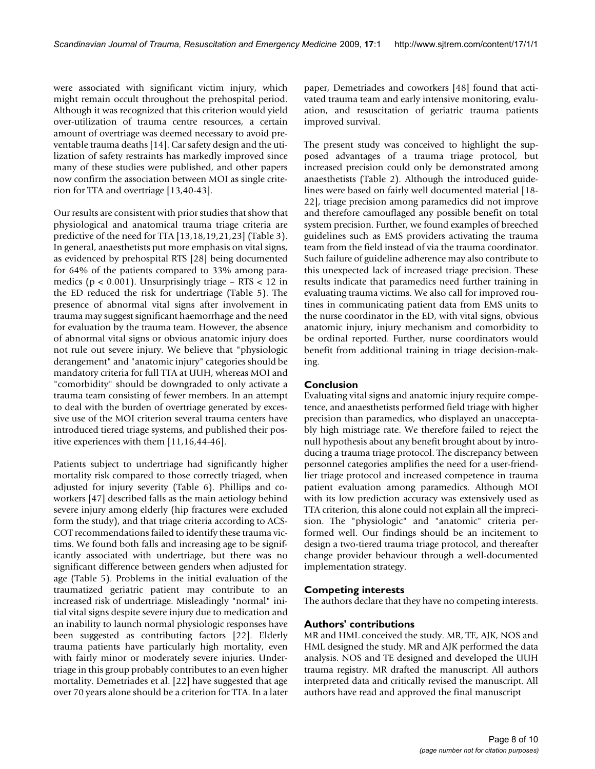were associated with significant victim injury, which might remain occult throughout the prehospital period. Although it was recognized that this criterion would yield over-utilization of trauma centre resources, a certain amount of overtriage was deemed necessary to avoid preventable trauma deaths [14]. Car safety design and the utilization of safety restraints has markedly improved since many of these studies were published, and other papers now confirm the association between MOI as single criterion for TTA and overtriage [13,40-43].

Our results are consistent with prior studies that show that physiological and anatomical trauma triage criteria are predictive of the need for TTA [13,18,19,21,23] (Table 3). In general, anaesthetists put more emphasis on vital signs, as evidenced by prehospital RTS [28] being documented for 64% of the patients compared to 33% among paramedics ($p < 0.001$). Unsurprisingly triage – RTS < 12 in the ED reduced the risk for undertriage (Table 5). The presence of abnormal vital signs after involvement in trauma may suggest significant haemorrhage and the need for evaluation by the trauma team. However, the absence of abnormal vital signs or obvious anatomic injury does not rule out severe injury. We believe that "physiologic derangement" and "anatomic injury" categories should be mandatory criteria for full TTA at UUH, whereas MOI and "comorbidity" should be downgraded to only activate a trauma team consisting of fewer members. In an attempt to deal with the burden of overtriage generated by excessive use of the MOI criterion several trauma centers have introduced tiered triage systems, and published their positive experiences with them [11,16,44-46].

Patients subject to undertriage had significantly higher mortality risk compared to those correctly triaged, when adjusted for injury severity (Table 6). Phillips and coworkers [47] described falls as the main aetiology behind severe injury among elderly (hip fractures were excluded form the study), and that triage criteria according to ACS-COT recommendations failed to identify these trauma victims. We found both falls and increasing age to be significantly associated with undertriage, but there was no significant difference between genders when adjusted for age (Table 5). Problems in the initial evaluation of the traumatized geriatric patient may contribute to an increased risk of undertriage. Misleadingly "normal" initial vital signs despite severe injury due to medication and an inability to launch normal physiologic responses have been suggested as contributing factors [22]. Elderly trauma patients have particularly high mortality, even with fairly minor or moderately severe injuries. Undertriage in this group probably contributes to an even higher mortality. Demetriades et al. [22] have suggested that age over 70 years alone should be a criterion for TTA. In a later paper, Demetriades and coworkers [48] found that activated trauma team and early intensive monitoring, evaluation, and resuscitation of geriatric trauma patients improved survival.

The present study was conceived to highlight the supposed advantages of a trauma triage protocol, but increased precision could only be demonstrated among anaesthetists (Table 2). Although the introduced guidelines were based on fairly well documented material [18-22], triage precision among paramedics did not improve and therefore camouflaged any possible benefit on total system precision. Further, we found examples of breeched guidelines such as EMS providers activating the trauma team from the field instead of via the trauma coordinator. Such failure of guideline adherence may also contribute to this unexpected lack of increased triage precision. These results indicate that paramedics need further training in evaluating trauma victims. We also call for improved routines in communicating patient data from EMS units to the nurse coordinator in the ED, with vital signs, obvious anatomic injury, injury mechanism and comorbidity to be ordinal reported. Further, nurse coordinators would benefit from additional training in triage decision-making.

## Conclusion

Evaluating vital signs and anatomic injury require competence, and anaesthetists performed field triage with higher precision than paramedics, who displayed an unacceptably high mistriage rate. We therefore failed to reject the null hypothesis about any benefit brought about by introducing a trauma triage protocol. The discrepancy between personnel categories amplifies the need for a user-friendlier triage protocol and increased competence in trauma patient evaluation among paramedics. Although MOI with its low prediction accuracy was extensively used as TTA criterion, this alone could not explain all the imprecision. The "physiologic" and "anatomic" criteria performed well. Our findings should be an incitement to design a two-tiered trauma triage protocol, and thereafter change provider behaviour through a well-documented implementation strategy.

## Competing interests

The authors declare that they have no competing interests.

## Authors' contributions

MR and HML conceived the study. MR, TE, AJK, NOS and HML designed the study. MR and AJK performed the data analysis. NOS and TE designed and developed the UUH trauma registry. MR drafted the manuscript. All authors interpreted data and critically revised the manuscript. All authors have read and approved the final manuscript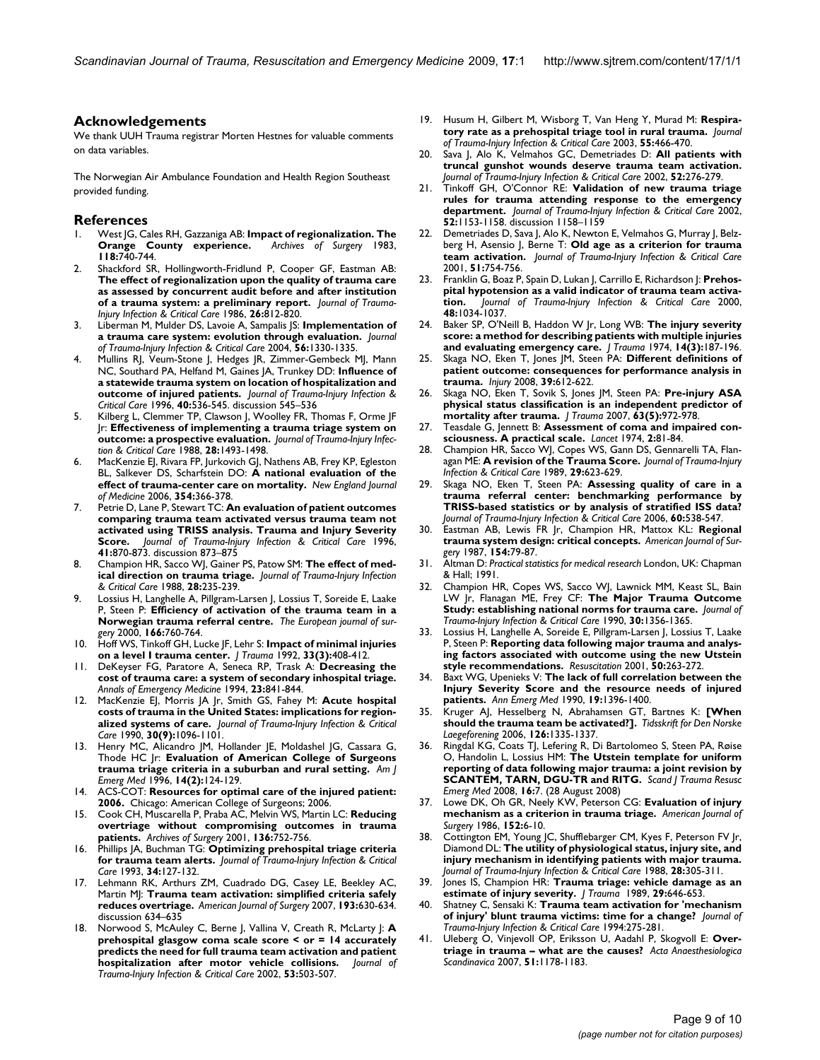## Acknowledgements

We thank UUH Trauma registrar Morten Hestnes for valuable comments on data variables.

The Norwegian Air Ambulance Foundation and Health Region Southeast provided funding.

## References

1. West JG, Cales RH, Gazzaniga AB: **Impact of regionalization. The Orange County experience.** *Archives of Surgery* 1983, **118:**740-744.
2. Shackford SR, Hollingworth-Fridlund P, Cooper GF, Eastman AB: **The effect of regionalization upon the quality of trauma care as assessed by concurrent audit before and after institution of a trauma system: a preliminary report.** *Journal of Trauma-Injury Infection & Critical Care* 1986, **26:**812-820.
3. Liberman M, Mulder DS, Lavoie A, Sampalis JS: **Implementation of a trauma care system: evolution through evaluation.** *Journal of Trauma-Injury Infection & Critical Care* 2004, **56:**1330-1335.
4. Mullins RJ, Veum-Stone J, Hedges JR, Zimmer-Gembeck MJ, Mann NC, Southard PA, Helfand M, Gaines JA, Trunkey DD: **Influence of a statewide trauma system on location of hospitalization and outcome of injured patients.** *Journal of Trauma-Injury Infection & Critical Care* 1996, **40:**536-545. discussion 545–536
5. Kilberg L, Clemmer TP, Clawson J, Woolley FR, Thomas F, Orme JF Jr: **Effectiveness of implementing a trauma triage system on outcome: a prospective evaluation.** *Journal of Trauma-Injury Infection & Critical Care* 1988, **28:**1493-1498.
6. MacKenzie EJ, Rivara FP, Jurkovich GJ, Nathens AB, Frey KP, Egleston BL, Salkever DS, Scharfstein DO: **A national evaluation of the effect of trauma-center care on mortality.** *New England Journal of Medicine* 2006, **354:**366-378.
7. Petrie D, Lane P, Stewart TC: **An evaluation of patient outcomes comparing trauma team activated versus trauma team not activated using TRISS analysis. Trauma and Injury Severity Score.** *Journal of Trauma-Injury Infection & Critical Care* 1996, **41:**870-873. discussion 873–875
8. Champion HR, Sacco WJ, Gainer PS, Patow SM: **The effect of medical direction on trauma triage.** *Journal of Trauma-Injury Infection & Critical Care* 1988, **28:**235-239.
9. Lossius H, Langhelle A, Pillgram-Larsen J, Lossius T, Soreide E, Laake P, Steen P: **Efficiency of activation of the trauma team in a Norwegian trauma referral centre.** *The European journal of surgery* 2000, **166:**760-764.
10. Hoff WS, Tinkoff GH, Lucke JF, Lehr S: **Impact of minimal injuries on a level I trauma center.** *J Trauma* 1992, **33(3):**408-412.
11. DeKeyser FG, Paratore A, Seneca RP, Trask A: **Decreasing the cost of trauma care: a system of secondary inhospital triage.** *Annals of Emergency Medicine* 1994, **23:**841-844.
12. MacKenzie EJ, Morris JA Jr, Smith GS, Fahey M: **Acute hospital costs of trauma in the United States: implications for regionalized systems of care.** *Journal of Trauma-Injury Infection & Critical Care* 1990, **30(9):**1096-1101.
13. Henry MC, Alicandro JM, Hollander JE, Moldashel JG, Cassara G, Thode HC Jr: **Evaluation of American College of Surgeons trauma triage criteria in a suburban and rural setting.** *Am J Emerg Med* 1996, **14(2):**124-129.
14. ACS-COT: **Resources for optimal care of the injured patient: 2006.** Chicago: American College of Surgeons; 2006.
15. Cook CH, Muscarella P, Praba AC, Melvin WS, Martin LC: **Reducing overtriage without compromising outcomes in trauma patients.** *Archives of Surgery* 2001, **136:**752-756.
16. Phillips JA, Buchman TG: **Optimizing prehospital triage criteria for trauma team alerts.** *Journal of Trauma-Injury Infection & Critical Care* 1993, **34:**127-132.
17. Lehmann RK, Arthurs ZM, Cuadrado DG, Casey LE, Beekley AC, Martin MJ: **Trauma team activation: simplified criteria safely reduces overtriage.** *American Journal of Surgery* 2007, **193:**630-634. discussion 634–635
18. Norwood S, McAuley C, Berne J, Vallina V, Creath R, McLarty J: **A prehospital glasgow coma scale score < or = 14 accurately predicts the need for full trauma team activation and patient hospitalization after motor vehicle collisions.** *Journal of Trauma-Injury Infection & Critical Care* 2002, **53:**503-507.
19. Husum H, Gilbert M, Wisborg T, Van Heng Y, Murad M: **Respiratory rate as a prehospital triage tool in rural trauma.** *Journal of Trauma-Injury Infection & Critical Care* 2003, **55:**466-470.
20. Sava J, Alo K, Velmahos GC, Demetriades D: **All patients with truncal gunshot wounds deserve trauma team activation.** *Journal of Trauma-Injury Infection & Critical Care* 2002, **52:**276-279.
21. Tinkoff GH, O'Connor RE: **Validation of new trauma triage rules for trauma attending response to the emergency department.** *Journal of Trauma-Injury Infection & Critical Care* 2002, **52:**1153-1158. discussion 1158–1159
22. Demetriades D, Sava J, Alo K, Newton E, Velmahos G, Murray J, Belzberg H, Asensio J, Berne T: **Old age as a criterion for trauma team activation.** *Journal of Trauma-Injury Infection & Critical Care* 2001, **51:**754-756.
23. Franklin G, Boaz P, Spain D, Lukan J, Carrillo E, Richardson J: **Prehospital hypotension as a valid indicator of trauma team activation.** *Journal of Trauma-Injury Infection & Critical Care* 2000, **48:**1034-1037.
24. Baker SP, O'Neill B, Haddon W Jr, Long WB: **The injury severity score: a method for describing patients with multiple injuries and evaluating emergency care.** *J Trauma* 1974, **14(3):**187-196.
25. Skaga NO, Eken T, Jones JM, Steen PA: **Different definitions of patient outcome: consequences for performance analysis in trauma.** *Injury* 2008, **39:**612-622.
26. Skaga NO, Eken T, Sovik S, Jones JM, Steen PA: **Pre-injury ASA physical status classification is an independent predictor of mortality after trauma.** *J Trauma* 2007, **63(5):**972-978.
27. Teasdale G, Jennett B: **Assessment of coma and impaired consciousness. A practical scale.** *Lancet* 1974, **2:**81-84.
28. Champion HR, Sacco WJ, Copes WS, Gann DS, Gennarelli TA, Flanagan ME: **A revision of the Trauma Score.** *Journal of Trauma-Injury Infection & Critical Care* 1989, **29:**623-629.
29. Skaga NO, Eken T, Steen PA: **Assessing quality of care in a trauma referral center: benchmarking performance by TRISS-based statistics or by analysis of stratified ISS data?** *Journal of Trauma-Injury Infection & Critical Care* 2006, **60:**538-547.
30. Eastman AB, Lewis FR Jr, Champion HR, Mattox KL: **Regional trauma system design: critical concepts.** *American Journal of Surgery* 1987, **154:**79-87.
31. Altman D: *Practical statistics for medical research* London, UK: Chapman & Hall; 1991.
32. Champion HR, Copes WS, Sacco WJ, Lawnick MM, Keast SL, Bain LW Jr, Flanagan ME, Frey CF: **The Major Trauma Outcome Study: establishing national norms for trauma care.** *Journal of Trauma-Injury Infection & Critical Care* 1990, **30:**1356-1365.
33. Lossius H, Langhelle A, Soreide E, Pillgram-Larsen J, Lossius T, Laake P, Steen P: **Reporting data following major trauma and analysing factors associated with outcome using the new Utstein style recommendations.** *Resuscitation* 2001, **50:**263-272.
34. Baxt WG, Upenieks V: **The lack of full correlation between the Injury Severity Score and the resource needs of injured patients.** *Ann Emerg Med* 1990, **19:**1396-1400.
35. Kruger AJ, Hesselberg N, Abrahamsen GT, Bartnes K: **[When should the trauma team be activated?].** *Tidsskrift for Den Norske Laegeforening* 2006, **126:**1335-1337.
36. Ringdal KG, Coats TJ, Lefering R, Di Bartolomeo S, Steen PA, Røise O, Handolin L, Lossius HM: **The Utstein template for uniform reporting of data following major trauma: a joint revision by SCANTEM, TARN, DGU-TR and RITG.** *Scand J Trauma Resusc Emerg Med* 2008, **16:**7. (28 August 2008)
37. Lowe DK, Oh GR, Neely KW, Peterson CG: **Evaluation of injury mechanism as a criterion in trauma triage.** *American Journal of Surgery* 1986, **152:**6-10.
38. Cottington EM, Young JC, Shufflebarger CM, Kyes F, Peterson FV Jr, Diamond DL: **The utility of physiological status, injury site, and injury mechanism in identifying patients with major trauma.** *Journal of Trauma-Injury Infection & Critical Care* 1988, **28:**305-311.
39. Jones IS, Champion HR: **Trauma triage: vehicle damage as an estimate of injury severity.** *J Trauma* 1989, **29:**646-653.
40. Shatney C, Sensaki K: **Trauma team activation for 'mechanism of injury' blunt trauma victims: time for a change?** *Journal of Trauma-Injury Infection & Critical Care* 1994:275-281.
41. Uleberg O, Vinjevoll OP, Eriksson U, Aadahl P, Skogvoll E: **Overtriage in trauma – what are the causes?** *Acta Anaesthesiologica Scandinavica* 2007, **51:**1178-1183.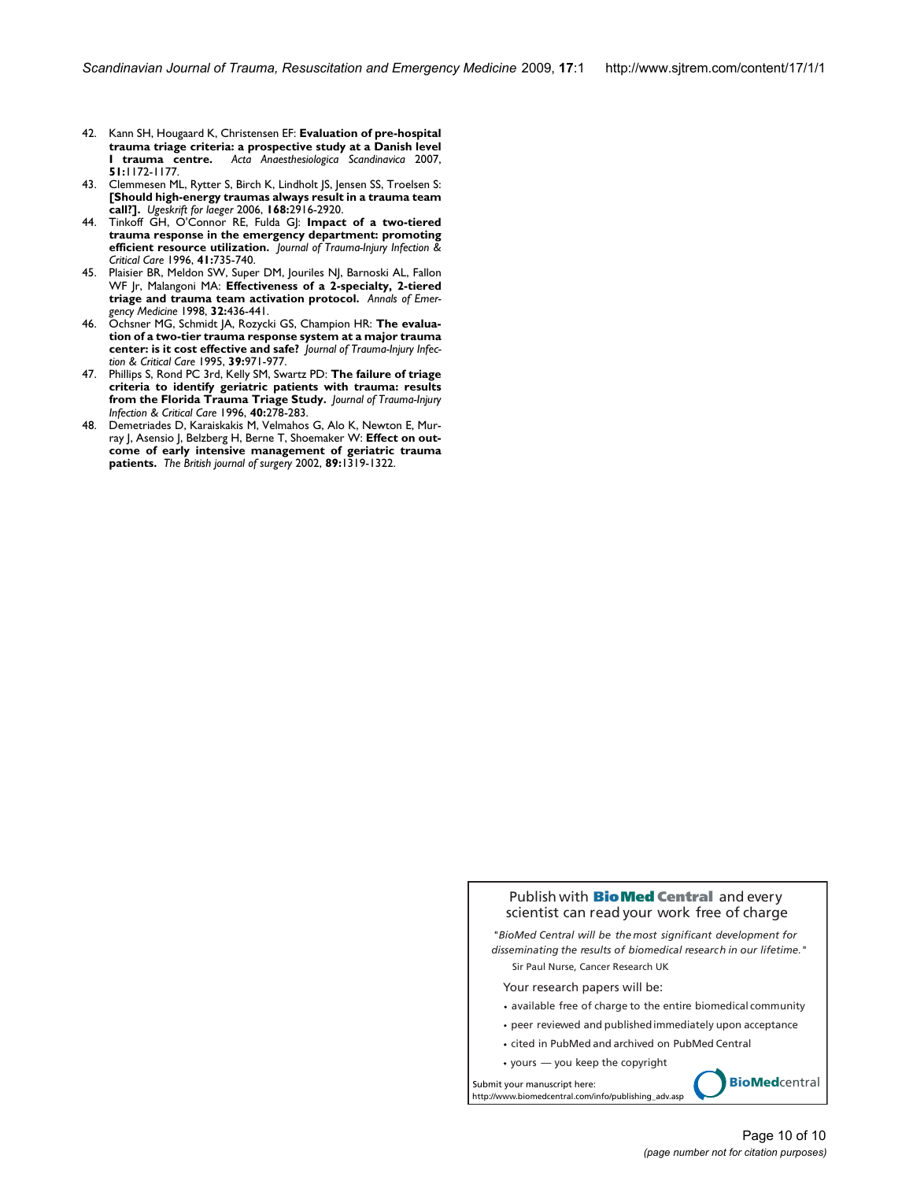42. Kann SH, Hougaard K, Christensen EF: **Evaluation of pre-hospital trauma triage criteria: a prospective study at a Danish level I trauma centre.** *Acta Anaesthesiologica Scandinavica* 2007, **51:**1172-1177.
43. Clemmesen ML, Rytter S, Birch K, Lindholt JS, Jensen SS, Troelsen S: **[Should high-energy traumas always result in a trauma team call?].** *Ugeskrift for laeger* 2006, **168:**2916-2920.
44. Tinkoff GH, O'Connor RE, Fulda GJ: **Impact of a two-tiered trauma response in the emergency department: promoting efficient resource utilization.** *Journal of Trauma-Injury Infection & Critical Care* 1996, **41:**735-740.
45. Plaisier BR, Meldon SW, Super DM, Jouriles NJ, Barnoski AL, Fallon WF Jr, Malangoni MA: **Effectiveness of a 2-specialty, 2-tiered triage and trauma team activation protocol.** *Annals of Emergency Medicine* 1998, **32:**436-441.
46. Ochsner MG, Schmidt JA, Rozycki GS, Champion HR: **The evaluation of a two-tier trauma response system at a major trauma center: is it cost effective and safe?** *Journal of Trauma-Injury Infection & Critical Care* 1995, **39:**971-977.
47. Phillips S, Rond PC 3rd, Kelly SM, Swartz PD: **The failure of triage criteria to identify geriatric patients with trauma: results from the Florida Trauma Triage Study.** *Journal of Trauma-Injury Infection & Critical Care* 1996, **40:**278-283.
48. Demetriades D, Karaiskakis M, Velmahos G, Alo K, Newton E, Murray J, Asensio J, Belzberg H, Berne T, Shoemaker W: **Effect on outcome of early intensive management of geriatric trauma patients.** *The British journal of surgery* 2002, **89:**1319-1322.

Publish with **BioMed Central** and every scientist can read your work free of charge

*"BioMed Central will be the most significant development for disseminating the results of biomedical research in our lifetime."*

Sir Paul Nurse, Cancer Research UK

Your research papers will be:

- available free of charge to the entire biomedical community
- peer reviewed and published immediately upon acceptance
- cited in PubMed and archived on PubMed Central
- yours — you keep the copyright

Submit your manuscript here:
http://www.biomedcentral.com/info/publishing_adv.asp

**BioMed**central